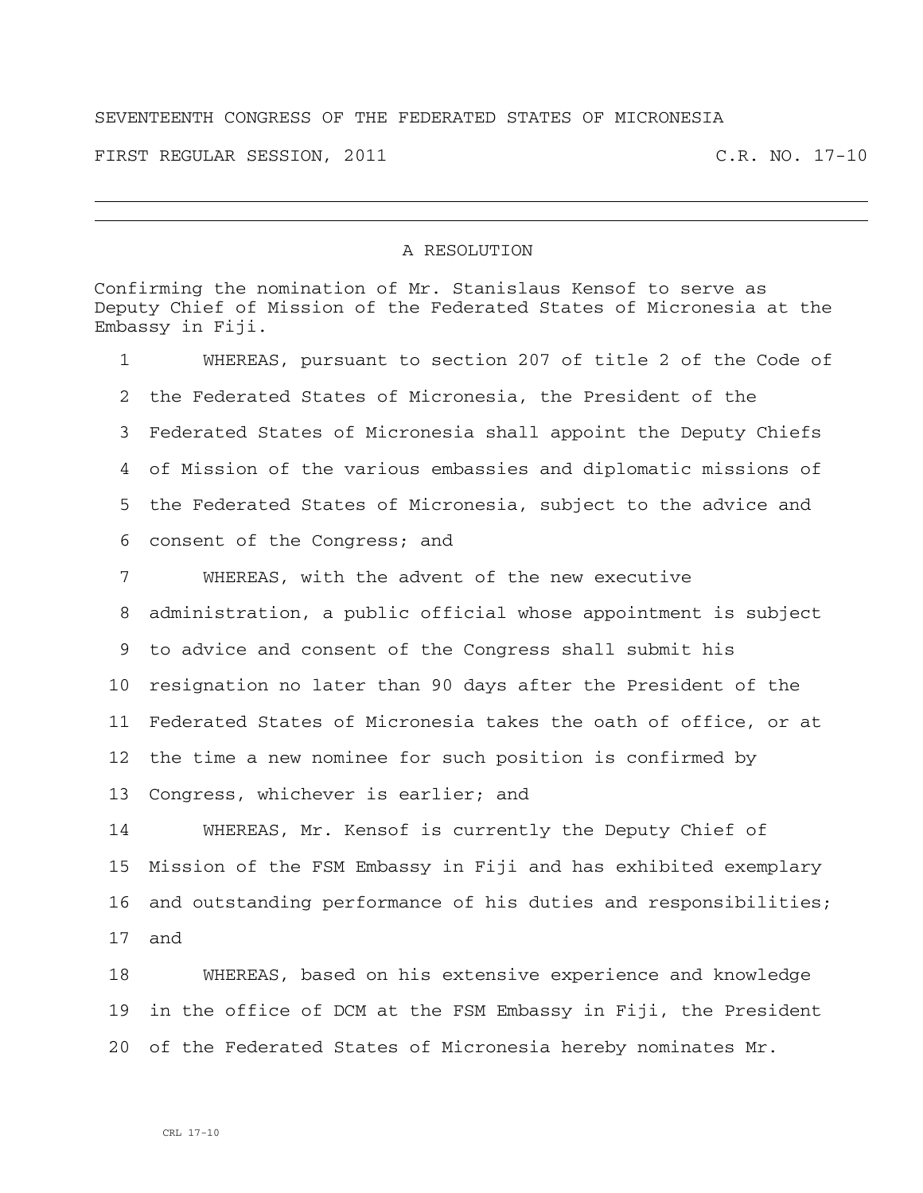SEVENTEENTH CONGRESS OF THE FEDERATED STATES OF MICRONESIA

FIRST REGULAR SESSION, 2011 C.R. NO. 17-10

---

## A RESOLUTION

Confirming the nomination of Mr. Stanislaus Kensof to serve as Deputy Chief of Mission of the Federated States of Micronesia at the Embassy in Fiji.

1 WHEREAS, pursuant to section 207 of title 2 of the Code of
2 the Federated States of Micronesia, the President of the
3 Federated States of Micronesia shall appoint the Deputy Chiefs
4 of Mission of the various embassies and diplomatic missions of
5 the Federated States of Micronesia, subject to the advice and
6 consent of the Congress; and

7 WHEREAS, with the advent of the new executive
8 administration, a public official whose appointment is subject
9 to advice and consent of the Congress shall submit his
10 resignation no later than 90 days after the President of the
11 Federated States of Micronesia takes the oath of office, or at
12 the time a new nominee for such position is confirmed by
13 Congress, whichever is earlier; and

14 WHEREAS, Mr. Kensof is currently the Deputy Chief of
15 Mission of the FSM Embassy in Fiji and has exhibited exemplary
16 and outstanding performance of his duties and responsibilities;
17 and

18 WHEREAS, based on his extensive experience and knowledge
19 in the office of DCM at the FSM Embassy in Fiji, the President
20 of the Federated States of Micronesia hereby nominates Mr.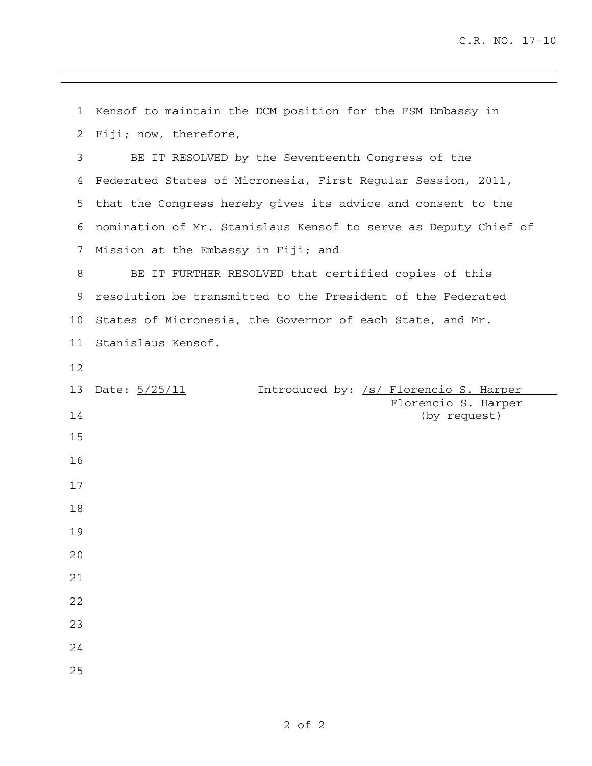Kensof to maintain the DCM position for the FSM Embassy in Fiji; now, therefore,

BE IT RESOLVED by the Seventeenth Congress of the Federated States of Micronesia, First Regular Session, 2011, that the Congress hereby gives its advice and consent to the nomination of Mr. Stanislaus Kensof to serve as Deputy Chief of Mission at the Embassy in Fiji; and

BE IT FURTHER RESOLVED that certified copies of this resolution be transmitted to the President of the Federated States of Micronesia, the Governor of each State, and Mr. Stanislaus Kensof.

Date: 5/25/11

Introduced by: /s/ Florencio S. Harper
Florencio S. Harper
(by request)